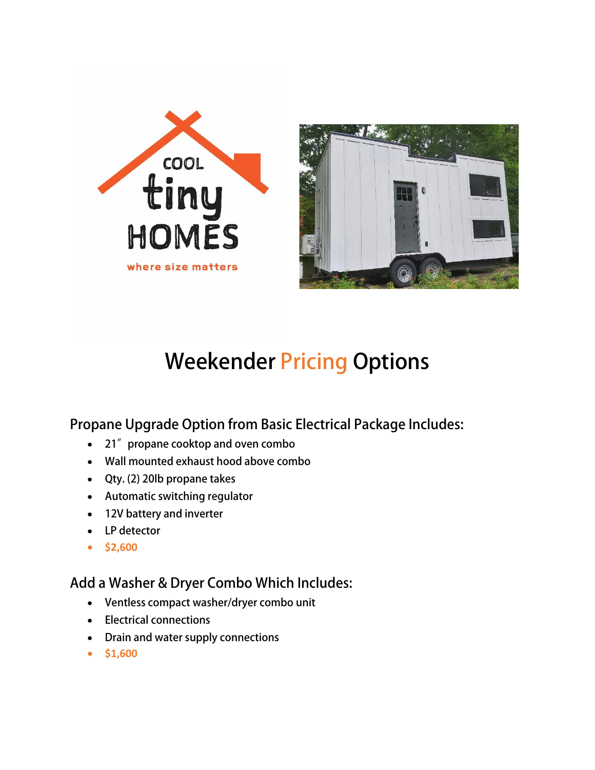# Weekender Pricing Options

## Propane Upgrade Option from Basic Electrical Package Includes:

- 21″ propane cooktop and oven combo
- Wall mounted exhaust hood above combo
- Qty. (2) 20lb propane takes
- Automatic switching regulator
- 12V battery and inverter
- LP detector
- **$2,600**

## Add a Washer & Dryer Combo Which Includes:

- Ventless compact washer/dryer combo unit
- Electrical connections
- Drain and water supply connections
- **$1,600**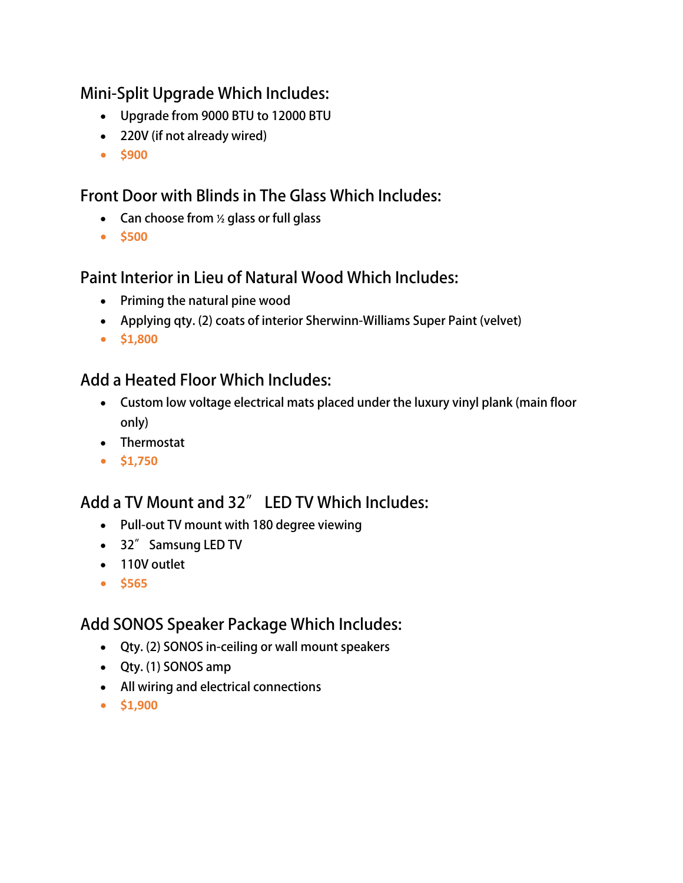## Mini-Split Upgrade Which Includes:

- Upgrade from 9000 BTU to 12000 BTU
- 220V (if not already wired)
- **$900**

## Front Door with Blinds in The Glass Which Includes:

- Can choose from ½ glass or full glass
- **$500**

## Paint Interior in Lieu of Natural Wood Which Includes:

- Priming the natural pine wood
- Applying qty. (2) coats of interior Sherwinn-Williams Super Paint (velvet)
- **$1,800**

## Add a Heated Floor Which Includes:

- Custom low voltage electrical mats placed under the luxury vinyl plank (main floor only)
- Thermostat
- **$1,750**

## Add a TV Mount and 32″ LED TV Which Includes:

- Pull-out TV mount with 180 degree viewing
- 32″ Samsung LED TV
- 110V outlet
- **$565**

## Add SONOS Speaker Package Which Includes:

- Qty. (2) SONOS in-ceiling or wall mount speakers
- Qty. (1) SONOS amp
- All wiring and electrical connections
- **$1,900**